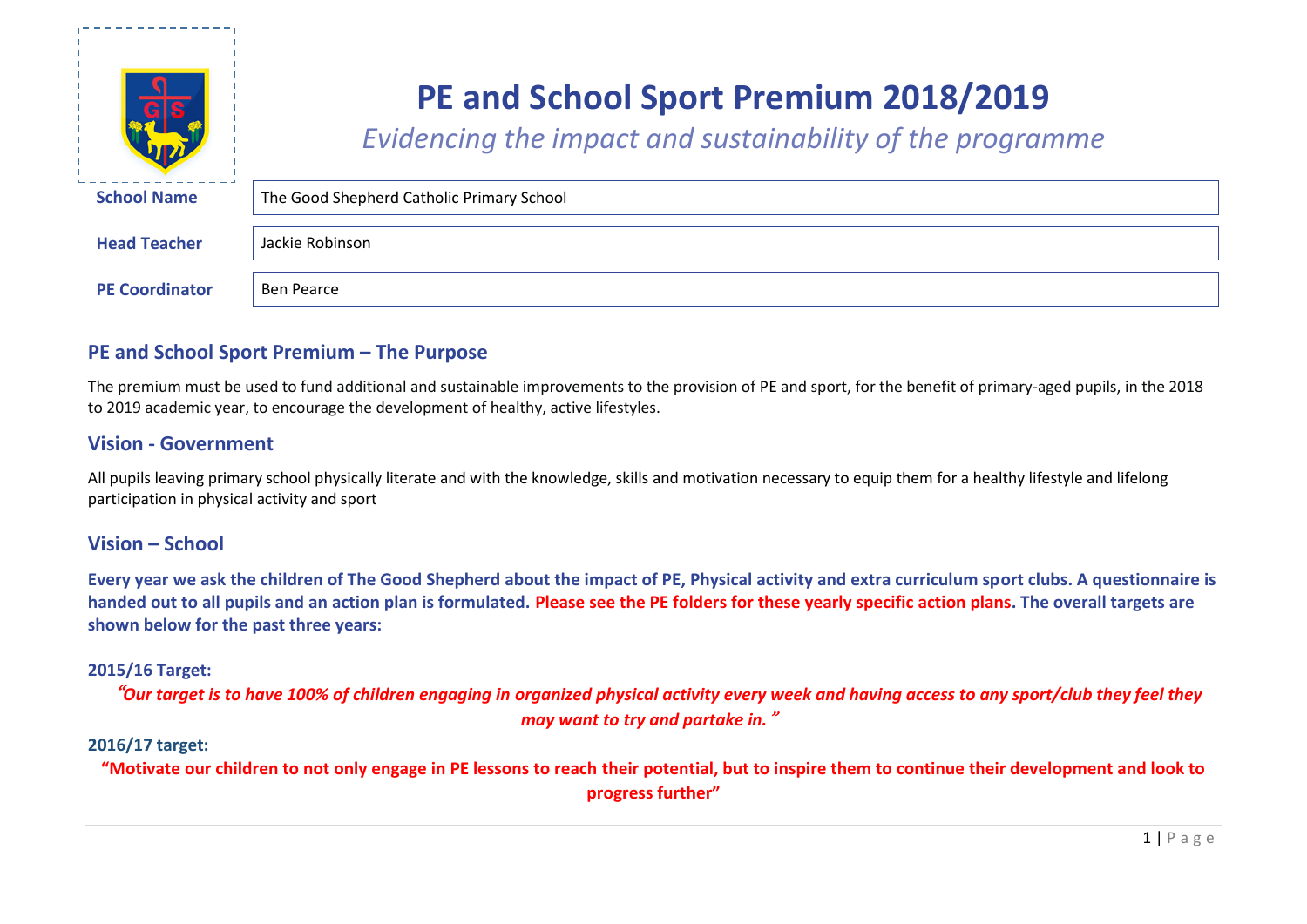# PE and School Sport Premium 2018/2019

*Evidencing the impact and sustainability of the programme*

| | |
|---|---|
| **School Name** | The Good Shepherd Catholic Primary School |
| **Head Teacher** | Jackie Robinson |
| **PE Coordinator** | Ben Pearce |

## PE and School Sport Premium – The Purpose

The premium must be used to fund additional and sustainable improvements to the provision of PE and sport, for the benefit of primary-aged pupils, in the 2018 to 2019 academic year, to encourage the development of healthy, active lifestyles.

## Vision - Government

All pupils leaving primary school physically literate and with the knowledge, skills and motivation necessary to equip them for a healthy lifestyle and lifelong participation in physical activity and sport

## Vision – School

**Every year we ask the children of The Good Shepherd about the impact of PE, Physical activity and extra curriculum sport clubs. A questionnaire is handed out to all pupils and an action plan is formulated. Please see the PE folders for these yearly specific action plans. The overall targets are shown below for the past three years:**

**2015/16 Target:**

***"Our target is to have 100% of children engaging in organized physical activity every week and having access to any sport/club they feel they may want to try and partake in."***

**2016/17 target:**

**"Motivate our children to not only engage in PE lessons to reach their potential, but to inspire them to continue their development and look to progress further"**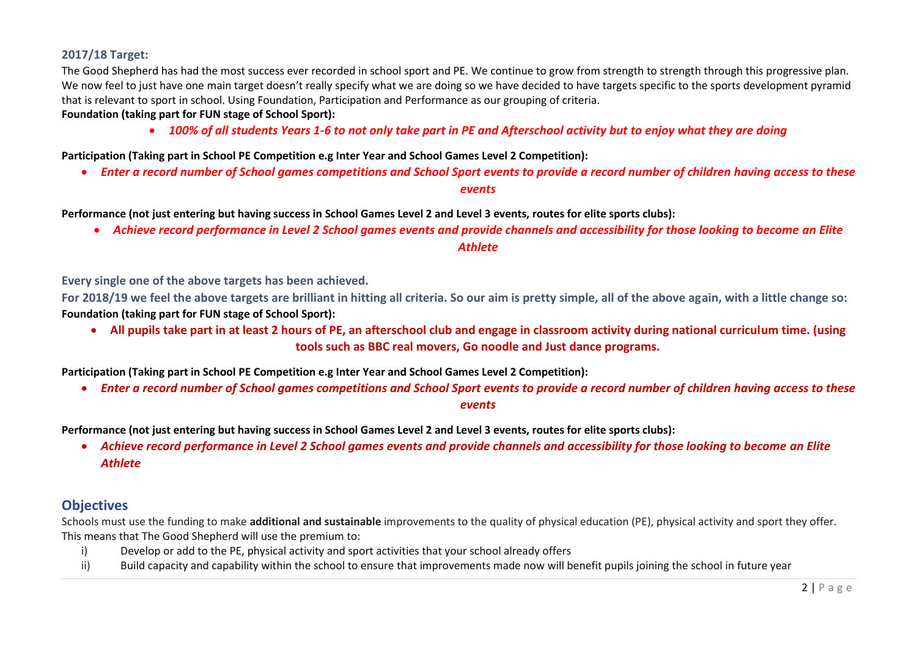### 2017/18 Target:

The Good Shepherd has had the most success ever recorded in school sport and PE. We continue to grow from strength to strength through this progressive plan. We now feel to just have one main target doesn't really specify what we are doing so we have decided to have targets specific to the sports development pyramid that is relevant to sport in school. Using Foundation, Participation and Performance as our grouping of criteria.

**Foundation (taking part for FUN stage of School Sport):**

- ***100% of all students Years 1-6 to not only take part in PE and Afterschool activity but to enjoy what they are doing***

**Participation (Taking part in School PE Competition e.g Inter Year and School Games Level 2 Competition):**

- ***Enter a record number of School games competitions and School Sport events to provide a record number of children having access to these events***

**Performance (not just entering but having success in School Games Level 2 and Level 3 events, routes for elite sports clubs):**

- ***Achieve record performance in Level 2 School games events and provide channels and accessibility for those looking to become an Elite Athlete***

**Every single one of the above targets has been achieved.**

**For 2018/19 we feel the above targets are brilliant in hitting all criteria. So our aim is pretty simple, all of the above again, with a little change so:**

**Foundation (taking part for FUN stage of School Sport):**

- **All pupils take part in at least 2 hours of PE, an afterschool club and engage in classroom activity during national curriculum time. (using tools such as BBC real movers, Go noodle and Just dance programs.**

**Participation (Taking part in School PE Competition e.g Inter Year and School Games Level 2 Competition):**

- ***Enter a record number of School games competitions and School Sport events to provide a record number of children having access to these events***

**Performance (not just entering but having success in School Games Level 2 and Level 3 events, routes for elite sports clubs):**

- ***Achieve record performance in Level 2 School games events and provide channels and accessibility for those looking to become an Elite Athlete***

## Objectives

Schools must use the funding to make **additional and sustainable** improvements to the quality of physical education (PE), physical activity and sport they offer. This means that The Good Shepherd will use the premium to:

i) Develop or add to the PE, physical activity and sport activities that your school already offers

ii) Build capacity and capability within the school to ensure that improvements made now will benefit pupils joining the school in future year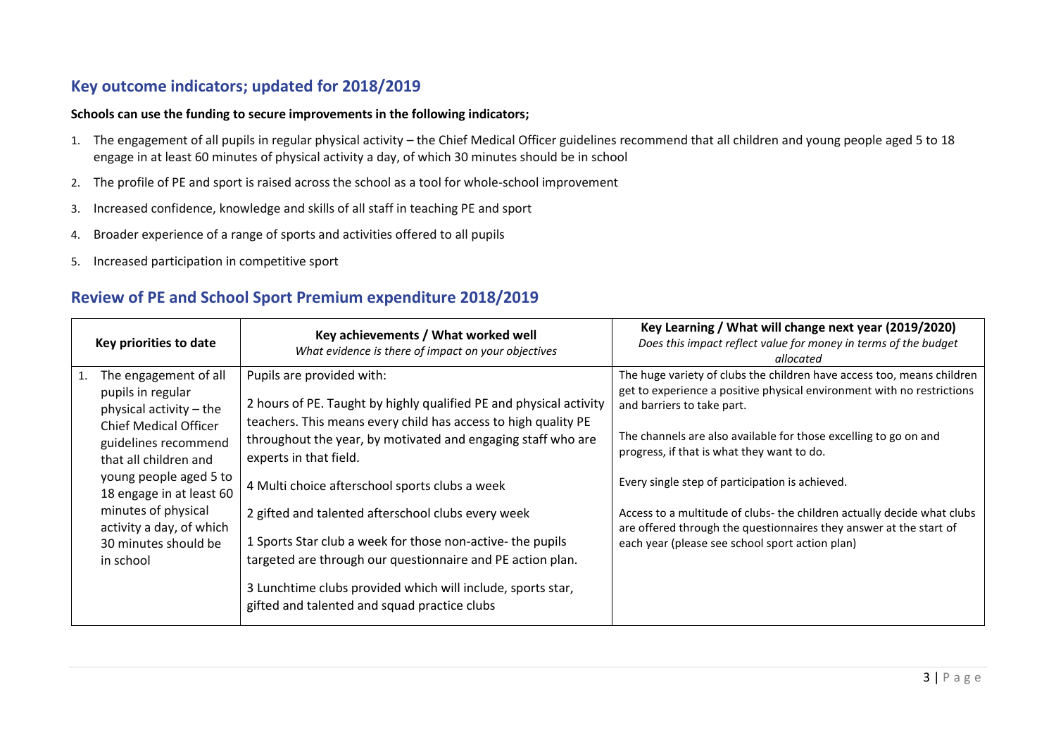## Key outcome indicators; updated for 2018/2019

**Schools can use the funding to secure improvements in the following indicators;**

1. The engagement of all pupils in regular physical activity – the Chief Medical Officer guidelines recommend that all children and young people aged 5 to 18 engage in at least 60 minutes of physical activity a day, of which 30 minutes should be in school
2. The profile of PE and sport is raised across the school as a tool for whole-school improvement
3. Increased confidence, knowledge and skills of all staff in teaching PE and sport
4. Broader experience of a range of sports and activities offered to all pupils
5. Increased participation in competitive sport

## Review of PE and School Sport Premium expenditure 2018/2019

| Key priorities to date | **Key achievements / What worked well**<br>*What evidence is there of impact on your objectives* | **Key Learning / What will change next year (2019/2020)**<br>*Does this impact reflect value for money in terms of the budget allocated* |
|---|---|---|
| 1. The engagement of all pupils in regular physical activity – the Chief Medical Officer guidelines recommend that all children and young people aged 5 to 18 engage in at least 60 minutes of physical activity a day, of which 30 minutes should be in school | Pupils are provided with:<br><br>2 hours of PE. Taught by highly qualified PE and physical activity teachers. This means every child has access to high quality PE throughout the year, by motivated and engaging staff who are experts in that field.<br><br>4 Multi choice afterschool sports clubs a week<br><br>2 gifted and talented afterschool clubs every week<br><br>1 Sports Star club a week for those non-active- the pupils targeted are through our questionnaire and PE action plan.<br><br>3 Lunchtime clubs provided which will include, sports star, gifted and talented and squad practice clubs | The huge variety of clubs the children have access too, means children get to experience a positive physical environment with no restrictions and barriers to take part.<br><br>The channels are also available for those excelling to go on and progress, if that is what they want to do.<br><br>Every single step of participation is achieved.<br><br>Access to a multitude of clubs- the children actually decide what clubs are offered through the questionnaires they answer at the start of each year (please see school sport action plan) |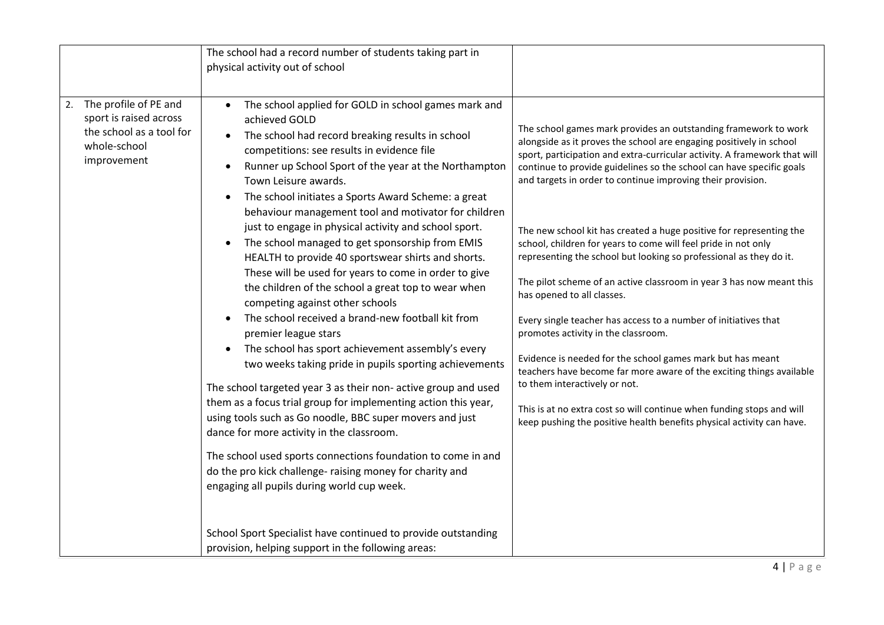| | | |
|---|---|---|
| | The school had a record number of students taking part in physical activity out of school | |
| 2. The profile of PE and sport is raised across the school as a tool for whole-school improvement | • The school applied for GOLD in school games mark and achieved GOLD<br>• The school had record breaking results in school competitions: see results in evidence file<br>• Runner up School Sport of the year at the Northampton Town Leisure awards.<br>• The school initiates a Sports Award Scheme: a great behaviour management tool and motivator for children just to engage in physical activity and school sport.<br>• The school managed to get sponsorship from EMIS HEALTH to provide 40 sportswear shirts and shorts. These will be used for years to come in order to give the children of the school a great top to wear when competing against other schools<br>• The school received a brand-new football kit from premier league stars<br>• The school has sport achievement assembly's every two weeks taking pride in pupils sporting achievements<br><br>The school targeted year 3 as their non- active group and used them as a focus trial group for implementing action this year, using tools such as Go noodle, BBC super movers and just dance for more activity in the classroom.<br><br>The school used sports connections foundation to come in and do the pro kick challenge- raising money for charity and engaging all pupils during world cup week.<br><br>School Sport Specialist have continued to provide outstanding provision, helping support in the following areas: | The school games mark provides an outstanding framework to work alongside as it proves the school are engaging positively in school sport, participation and extra-curricular activity. A framework that will continue to provide guidelines so the school can have specific goals and targets in order to continue improving their provision.<br><br>The new school kit has created a huge positive for representing the school, children for years to come will feel pride in not only representing the school but looking so professional as they do it.<br><br>The pilot scheme of an active classroom in year 3 has now meant this has opened to all classes.<br><br>Every single teacher has access to a number of initiatives that promotes activity in the classroom.<br><br>Evidence is needed for the school games mark but has meant teachers have become far more aware of the exciting things available to them interactively or not.<br><br>This is at no extra cost so will continue when funding stops and will keep pushing the positive health benefits physical activity can have. |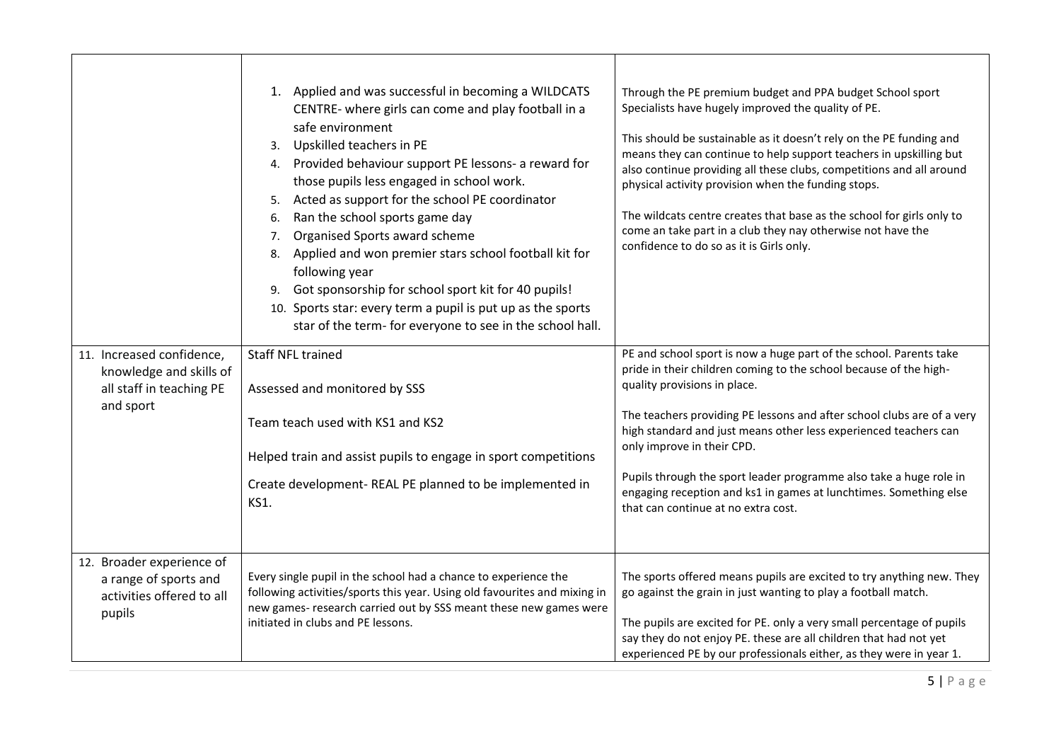| | | |
|---|---|---|
| | 1. Applied and was successful in becoming a WILDCATS CENTRE- where girls can come and play football in a safe environment<br>3. Upskilled teachers in PE<br>4. Provided behaviour support PE lessons- a reward for those pupils less engaged in school work.<br>5. Acted as support for the school PE coordinator<br>6. Ran the school sports game day<br>7. Organised Sports award scheme<br>8. Applied and won premier stars school football kit for following year<br>9. Got sponsorship for school sport kit for 40 pupils!<br>10. Sports star: every term a pupil is put up as the sports star of the term- for everyone to see in the school hall. | Through the PE premium budget and PPA budget School sport Specialists have hugely improved the quality of PE.<br><br>This should be sustainable as it doesn't rely on the PE funding and means they can continue to help support teachers in upskilling but also continue providing all these clubs, competitions and all around physical activity provision when the funding stops.<br><br>The wildcats centre creates that base as the school for girls only to come an take part in a club they nay otherwise not have the confidence to do so as it is Girls only. |
| 11. Increased confidence, knowledge and skills of all staff in teaching PE and sport | Staff NFL trained<br><br>Assessed and monitored by SSS<br><br>Team teach used with KS1 and KS2<br><br>Helped train and assist pupils to engage in sport competitions<br><br>Create development- REAL PE planned to be implemented in KS1. | PE and school sport is now a huge part of the school. Parents take pride in their children coming to the school because of the high-quality provisions in place.<br><br>The teachers providing PE lessons and after school clubs are of a very high standard and just means other less experienced teachers can only improve in their CPD.<br><br>Pupils through the sport leader programme also take a huge role in engaging reception and ks1 in games at lunchtimes. Something else that can continue at no extra cost. |
| 12. Broader experience of a range of sports and activities offered to all pupils | Every single pupil in the school had a chance to experience the following activities/sports this year. Using old favourites and mixing in new games- research carried out by SSS meant these new games were initiated in clubs and PE lessons. | The sports offered means pupils are excited to try anything new. They go against the grain in just wanting to play a football match.<br><br>The pupils are excited for PE. only a very small percentage of pupils say they do not enjoy PE. these are all children that had not yet experienced PE by our professionals either, as they were in year 1. |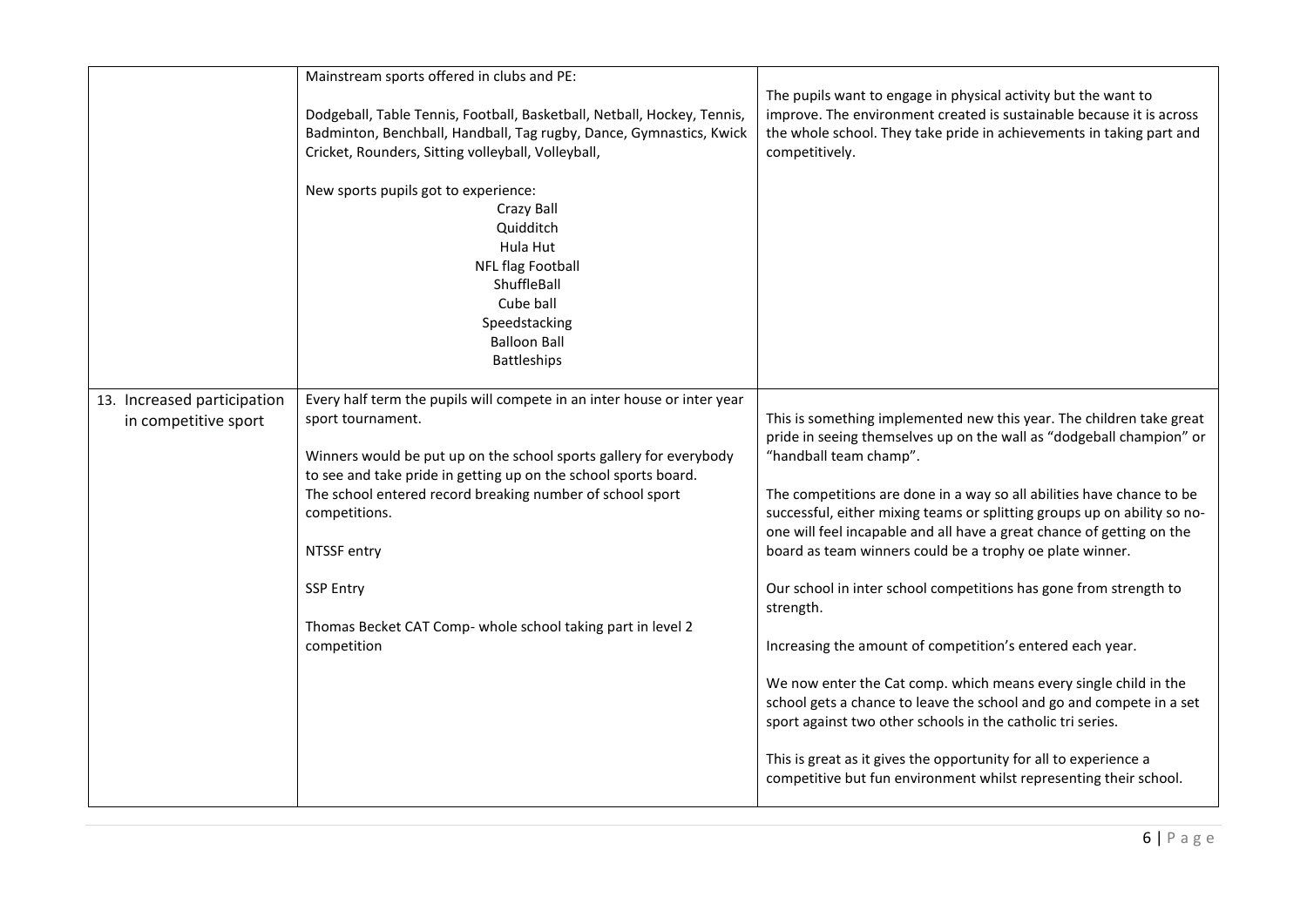| | | |
|---|---|---|
| | Mainstream sports offered in clubs and PE:<br><br>Dodgeball, Table Tennis, Football, Basketball, Netball, Hockey, Tennis, Badminton, Benchball, Handball, Tag rugby, Dance, Gymnastics, Kwick Cricket, Rounders, Sitting volleyball, Volleyball,<br><br>New sports pupils got to experience:<br>Crazy Ball<br>Quidditch<br>Hula Hut<br>NFL flag Football<br>ShuffleBall<br>Cube ball<br>Speedstacking<br>Balloon Ball<br>Battleships | The pupils want to engage in physical activity but the want to improve. The environment created is sustainable because it is across the whole school. They take pride in achievements in taking part and competitively. |
| 13. Increased participation in competitive sport | Every half term the pupils will compete in an inter house or inter year sport tournament.<br><br>Winners would be put up on the school sports gallery for everybody to see and take pride in getting up on the school sports board.<br>The school entered record breaking number of school sport competitions.<br><br>NTSSF entry<br><br>SSP Entry<br><br>Thomas Becket CAT Comp- whole school taking part in level 2 competition | This is something implemented new this year. The children take great pride in seeing themselves up on the wall as "dodgeball champion" or "handball team champ".<br><br>The competitions are done in a way so all abilities have chance to be successful, either mixing teams or splitting groups up on ability so no-one will feel incapable and all have a great chance of getting on the board as team winners could be a trophy oe plate winner.<br><br>Our school in inter school competitions has gone from strength to strength.<br><br>Increasing the amount of competition's entered each year.<br><br>We now enter the Cat comp. which means every single child in the school gets a chance to leave the school and go and compete in a set sport against two other schools in the catholic tri series.<br><br>This is great as it gives the opportunity for all to experience a competitive but fun environment whilst representing their school. |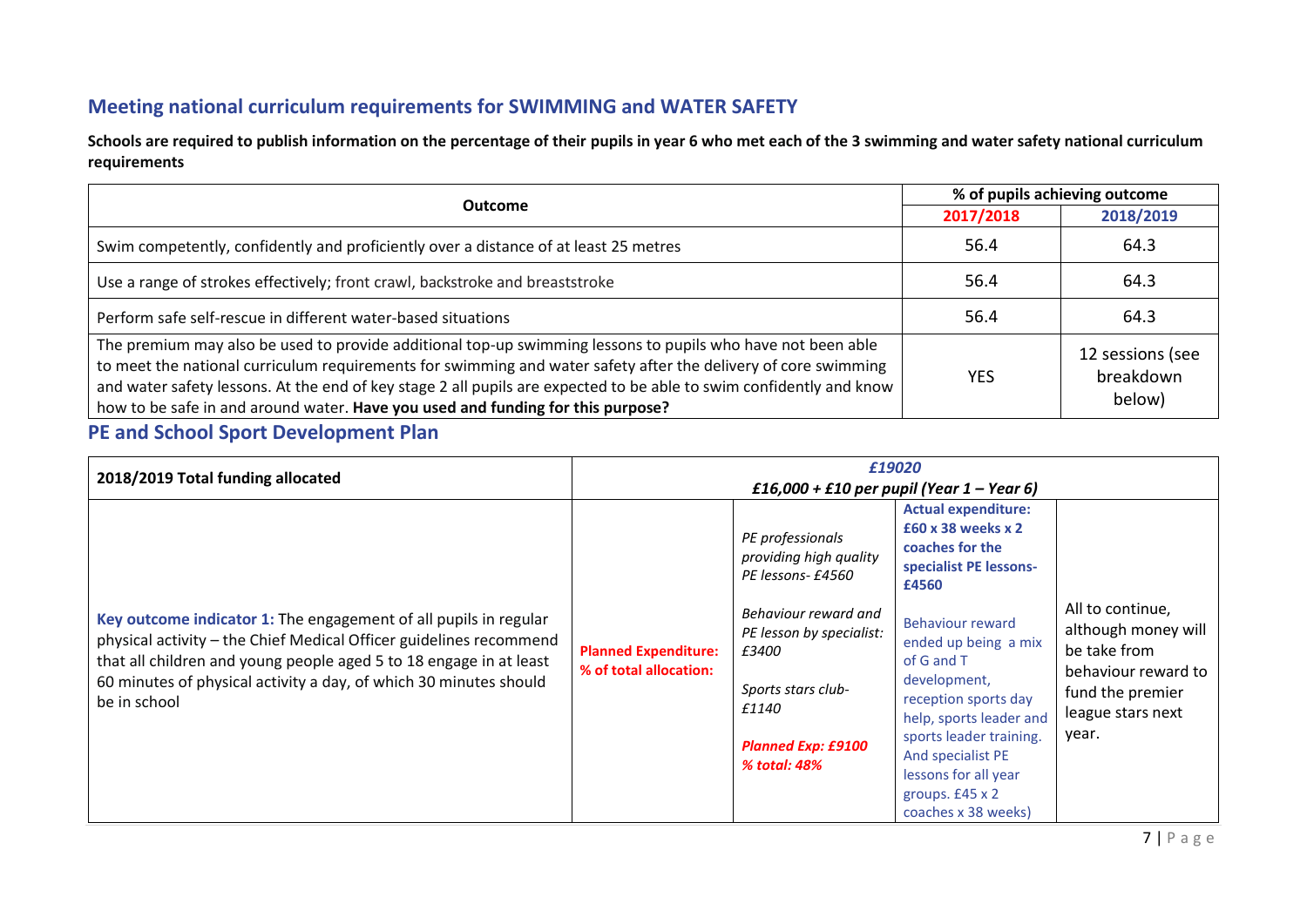## Meeting national curriculum requirements for SWIMMING and WATER SAFETY

**Schools are required to publish information on the percentage of their pupils in year 6 who met each of the 3 swimming and water safety national curriculum requirements**

| Outcome | % of pupils achieving outcome | |
|---|---|---|
| | 2017/2018 | 2018/2019 |
| Swim competently, confidently and proficiently over a distance of at least 25 metres | 56.4 | 64.3 |
| Use a range of strokes effectively; front crawl, backstroke and breaststroke | 56.4 | 64.3 |
| Perform safe self-rescue in different water-based situations | 56.4 | 64.3 |
| The premium may also be used to provide additional top-up swimming lessons to pupils who have not been able to meet the national curriculum requirements for swimming and water safety after the delivery of core swimming and water safety lessons. At the end of key stage 2 all pupils are expected to be able to swim confidently and know how to be safe in and around water. **Have you used and funding for this purpose?** | YES | 12 sessions (see breakdown below) |

## PE and School Sport Development Plan

| 2018/2019 Total funding allocated | *£19020*<br>*£16,000 + £10 per pupil (Year 1 – Year 6)* | | | |
|---|---|---|---|---|
| **Key outcome indicator 1:** The engagement of all pupils in regular physical activity – the Chief Medical Officer guidelines recommend that all children and young people aged 5 to 18 engage in at least 60 minutes of physical activity a day, of which 30 minutes should be in school | **Planned Expenditure:**<br>**% of total allocation:** | *PE professionals providing high quality PE lessons- £4560*<br><br>*Behaviour reward and PE lesson by specialist: £3400*<br><br>*Sports stars club- £1140*<br><br>***Planned Exp: £9100***<br>***% total: 48%*** | **Actual expenditure: £60 x 38 weeks x 2 coaches for the specialist PE lessons- £4560**<br><br>Behaviour reward ended up being a mix of G and T development, reception sports day help, sports leader and sports leader training. And specialist PE lessons for all year groups. £45 x 2 coaches x 38 weeks) | All to continue, although money will be take from behaviour reward to fund the premier league stars next year. |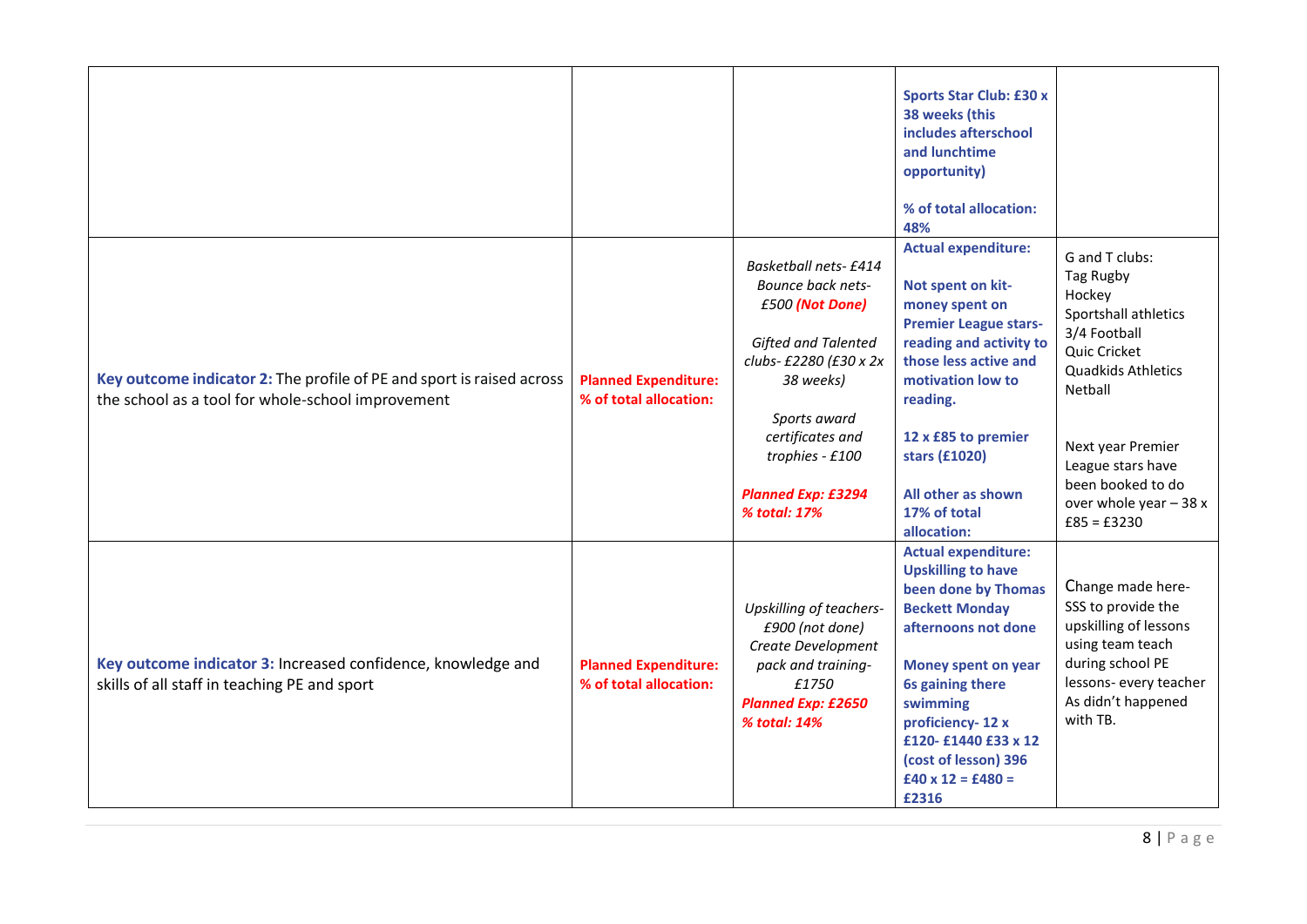| | | | | |
|---|---|---|---|---|
| | | | **Sports Star Club: £30 x 38 weeks (this includes afterschool and lunchtime opportunity)**<br><br>**% of total allocation: 48%** | |
| **Key outcome indicator 2:** The profile of PE and sport is raised across the school as a tool for whole-school improvement | **Planned Expenditure:**<br>**% of total allocation:** | *Basketball nets- £414*<br>*Bounce back nets- £500* ***(Not Done)***<br><br>*Gifted and Talented clubs- £2280 (£30 x 2x 38 weeks)*<br><br>*Sports award certificates and trophies - £100*<br><br>***Planned Exp: £3294***<br>***% total: 17%*** | **Actual expenditure:**<br><br>**Not spent on kit- money spent on Premier League stars- reading and activity to those less active and motivation low to reading.**<br><br>**12 x £85 to premier stars (£1020)**<br><br>**All other as shown**<br>**17% of total allocation:** | G and T clubs:<br>Tag Rugby<br>Hockey<br>Sportshall athletics<br>3/4 Football<br>Quic Cricket<br>Quadkids Athletics<br>Netball<br><br>Next year Premier League stars have been booked to do over whole year – 38 x £85 = £3230 |
| **Key outcome indicator 3:** Increased confidence, knowledge and skills of all staff in teaching PE and sport | **Planned Expenditure:**<br>**% of total allocation:** | *Upskilling of teachers- £900 (not done)*<br>*Create Development pack and training- £1750*<br>***Planned Exp: £2650***<br>***% total: 14%*** | **Actual expenditure:**<br>**Upskilling to have been done by Thomas Beckett Monday afternoons not done**<br><br>**Money spent on year 6s gaining there swimming proficiency- 12 x £120- £1440 £33 x 12 (cost of lesson) 396 £40 x 12 = £480 = £2316** | Change made here- SSS to provide the upskilling of lessons using team teach during school PE lessons- every teacher As didn't happened with TB. |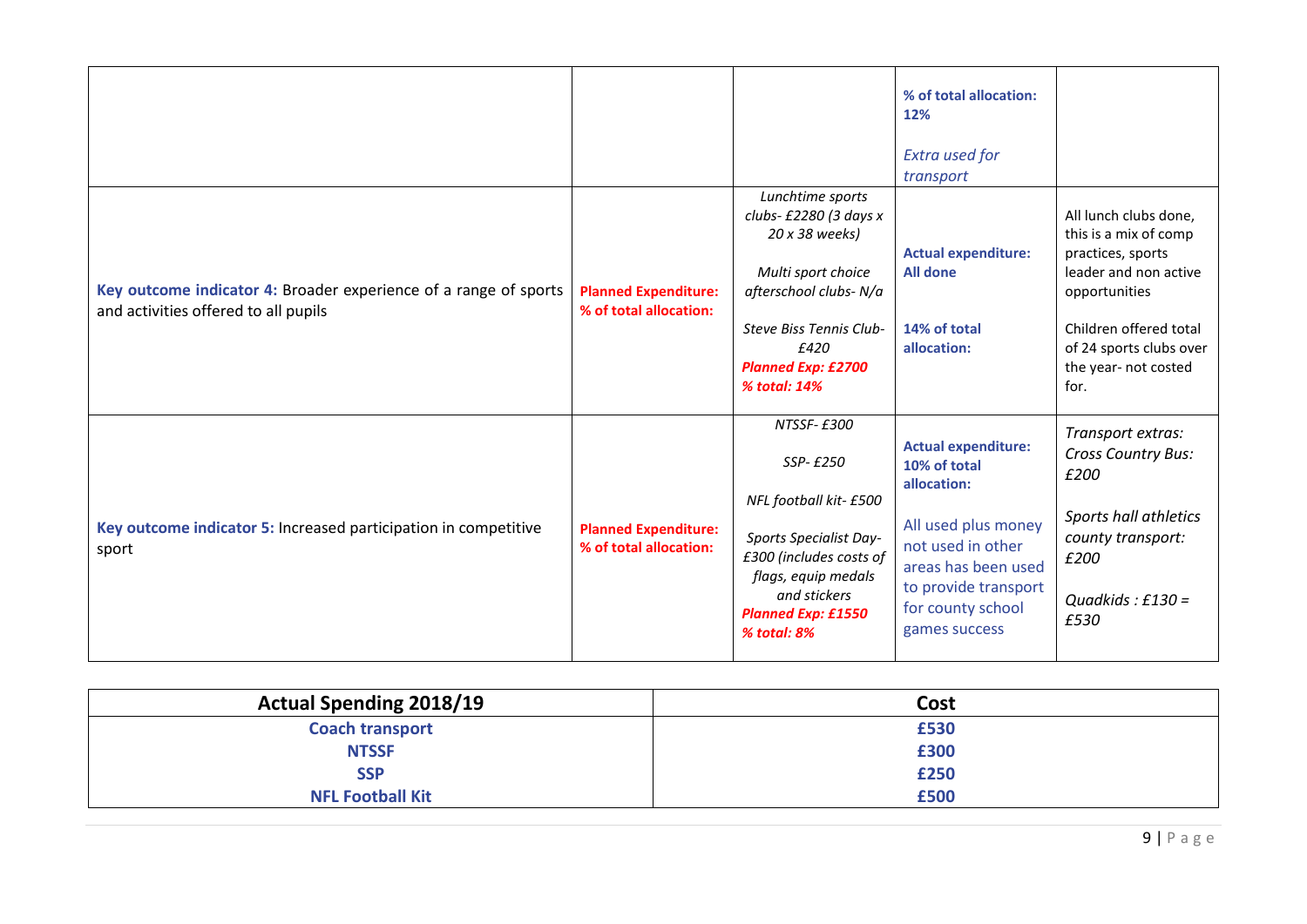|  |  |  | **% of total allocation: 12%**<br><br>*Extra used for transport* |  |
|---|---|---|---|---|
| **Key outcome indicator 4:** Broader experience of a range of sports and activities offered to all pupils | **Planned Expenditure: % of total allocation:** | *Lunchtime sports clubs- £2280 (3 days x 20 x 38 weeks)*<br><br>*Multi sport choice afterschool clubs- N/a*<br><br>*Steve Biss Tennis Club- £420*<br>***Planned Exp: £2700***<br>***% total: 14%*** | **Actual expenditure: All done**<br><br>**14% of total allocation:** | All lunch clubs done, this is a mix of comp practices, sports leader and non active opportunities<br><br>Children offered total of 24 sports clubs over the year- not costed for. |
| **Key outcome indicator 5:** Increased participation in competitive sport | **Planned Expenditure: % of total allocation:** | *NTSSF- £300*<br><br>*SSP- £250*<br><br>*NFL football kit- £500*<br><br>*Sports Specialist Day- £300 (includes costs of flags, equip medals and stickers*<br>***Planned Exp: £1550***<br>***% total: 8%*** | **Actual expenditure: 10% of total allocation:**<br><br>All used plus money not used in other areas has been used to provide transport for county school games success | *Transport extras: Cross Country Bus: £200*<br><br>*Sports hall athletics county transport: £200*<br><br>*Quadkids : £130 = £530* |

| Actual Spending 2018/19 | Cost |
|---|---|
| **Coach transport** | **£530** |
| **NTSSF** | **£300** |
| **SSP** | **£250** |
| **NFL Football Kit** | **£500** |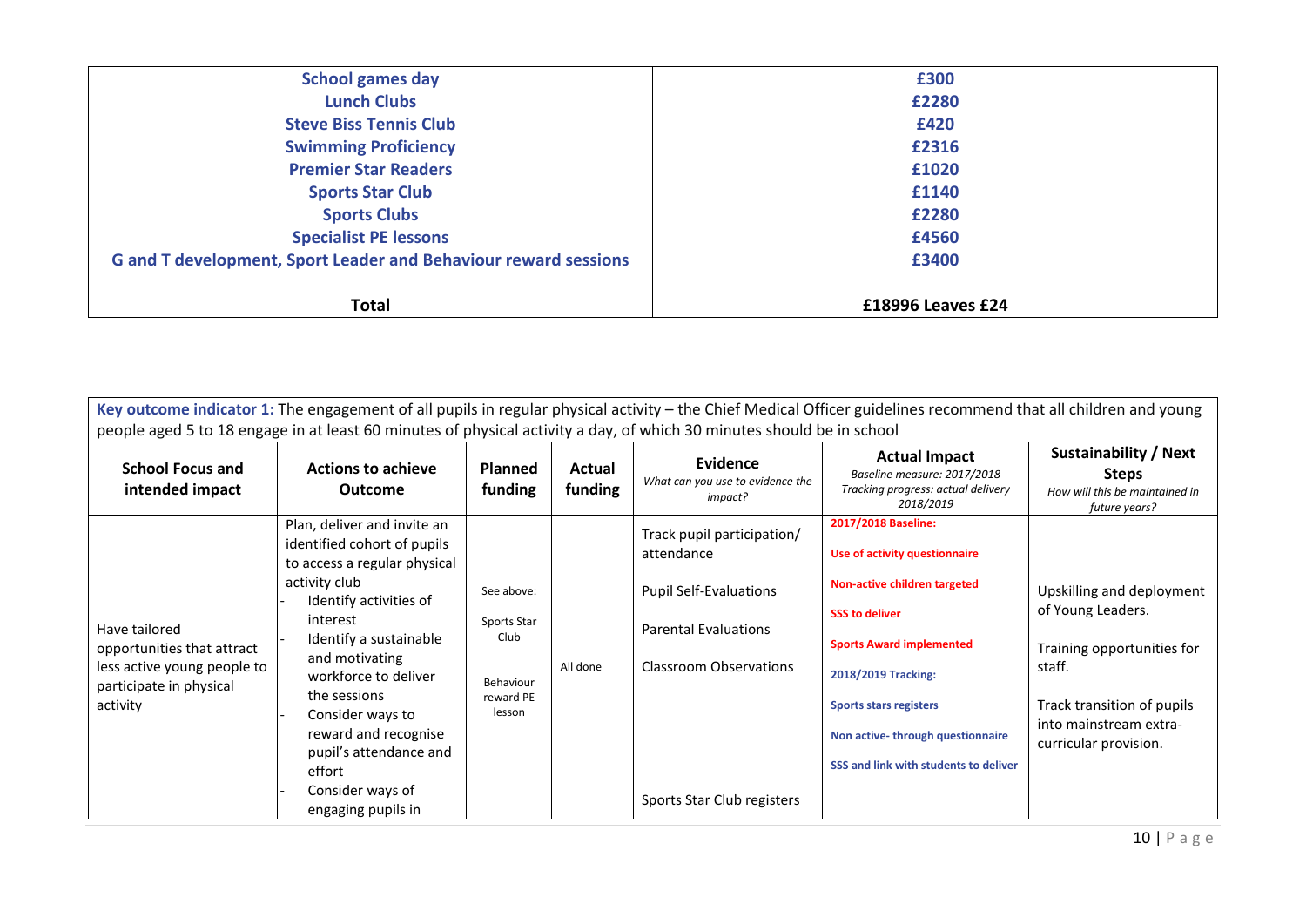| School games day | £300 |
|---|---|
| Lunch Clubs | £2280 |
| Steve Biss Tennis Club | £420 |
| Swimming Proficiency | £2316 |
| Premier Star Readers | £1020 |
| Sports Star Club | £1140 |
| Sports Clubs | £2280 |
| Specialist PE lessons | £4560 |
| G and T development, Sport Leader and Behaviour reward sessions | £3400 |
| **Total** | **£18996 Leaves £24** |

**Key outcome indicator 1:** The engagement of all pupils in regular physical activity – the Chief Medical Officer guidelines recommend that all children and young people aged 5 to 18 engage in at least 60 minutes of physical activity a day, of which 30 minutes should be in school

| School Focus and intended impact | Actions to achieve Outcome | Planned funding | Actual funding | Evidence *What can you use to evidence the impact?* | Actual Impact *Baseline measure: 2017/2018 Tracking progress: actual delivery 2018/2019* | Sustainability / Next Steps *How will this be maintained in future years?* |
|---|---|---|---|---|---|---|
| Have tailored opportunities that attract less active young people to participate in physical activity | Plan, deliver and invite an identified cohort of pupils to access a regular physical activity club<br>- Identify activities of interest<br>- Identify a sustainable and motivating workforce to deliver the sessions<br>- Consider ways to reward and recognise pupil's attendance and effort<br>- Consider ways of engaging pupils in | See above:<br><br>Sports Star Club<br><br>Behaviour reward PE lesson | All done | Track pupil participation/ attendance<br><br>Pupil Self-Evaluations<br><br>Parental Evaluations<br><br>Classroom Observations<br><br>Sports Star Club registers | **2017/2018 Baseline:**<br><br>**Use of activity questionnaire**<br><br>**Non-active children targeted**<br><br>**SSS to deliver**<br><br>**Sports Award implemented**<br><br>**2018/2019 Tracking:**<br><br>**Sports stars registers**<br><br>**Non active- through questionnaire**<br><br>**SSS and link with students to deliver** | Upskilling and deployment of Young Leaders.<br><br>Training opportunities for staff.<br><br>Track transition of pupils into mainstream extra-curricular provision. |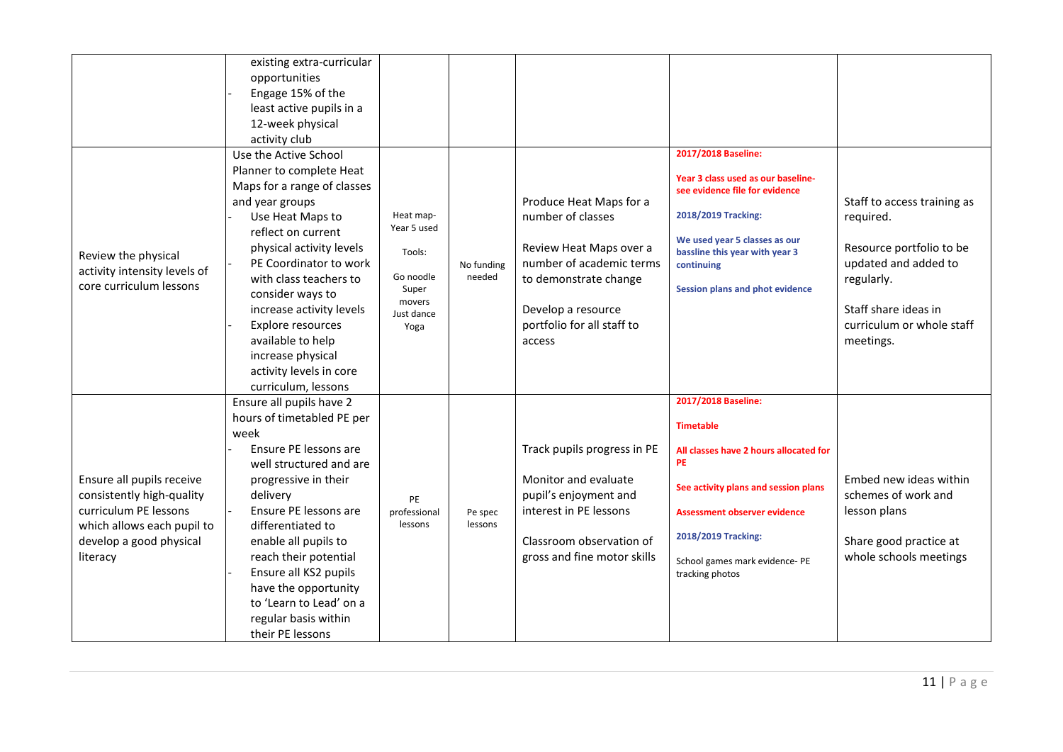| | | | | | | |
|---|---|---|---|---|---|---|
| | existing extra-curricular opportunities<br>- Engage 15% of the least active pupils in a 12-week physical activity club | | | | | |
| Review the physical activity intensity levels of core curriculum lessons | Use the Active School Planner to complete Heat Maps for a range of classes and year groups<br>- Use Heat Maps to reflect on current physical activity levels<br>- PE Coordinator to work with class teachers to consider ways to increase activity levels<br>- Explore resources available to help increase physical activity levels in core curriculum, lessons | Heat map- Year 5 used<br><br>Tools:<br><br>Go noodle<br>Super movers<br>Just dance<br>Yoga | No funding needed | Produce Heat Maps for a number of classes<br><br>Review Heat Maps over a number of academic terms to demonstrate change<br><br>Develop a resource portfolio for all staff to access | **2017/2018 Baseline:**<br><br>**Year 3 class used as our baseline- see evidence file for evidence**<br><br>**2018/2019 Tracking:**<br><br>**We used year 5 classes as our bassline this year with year 3 continuing**<br><br>**Session plans and phot evidence** | Staff to access training as required.<br><br>Resource portfolio to be updated and added to regularly.<br><br>Staff share ideas in curriculum or whole staff meetings. |
| Ensure all pupils receive consistently high-quality curriculum PE lessons which allows each pupil to develop a good physical literacy | Ensure all pupils have 2 hours of timetabled PE per week<br>- Ensure PE lessons are well structured and are progressive in their delivery<br>- Ensure PE lessons are differentiated to enable all pupils to reach their potential<br>- Ensure all KS2 pupils have the opportunity to 'Learn to Lead' on a regular basis within their PE lessons | PE professional lessons | Pe spec lessons | Track pupils progress in PE<br><br>Monitor and evaluate pupil's enjoyment and interest in PE lessons<br><br>Classroom observation of gross and fine motor skills | **2017/2018 Baseline:**<br><br>**Timetable**<br><br>**All classes have 2 hours allocated for PE**<br><br>**See activity plans and session plans**<br><br>**Assessment observer evidence**<br><br>**2018/2019 Tracking:**<br><br>School games mark evidence- PE tracking photos | Embed new ideas within schemes of work and lesson plans<br><br>Share good practice at whole schools meetings |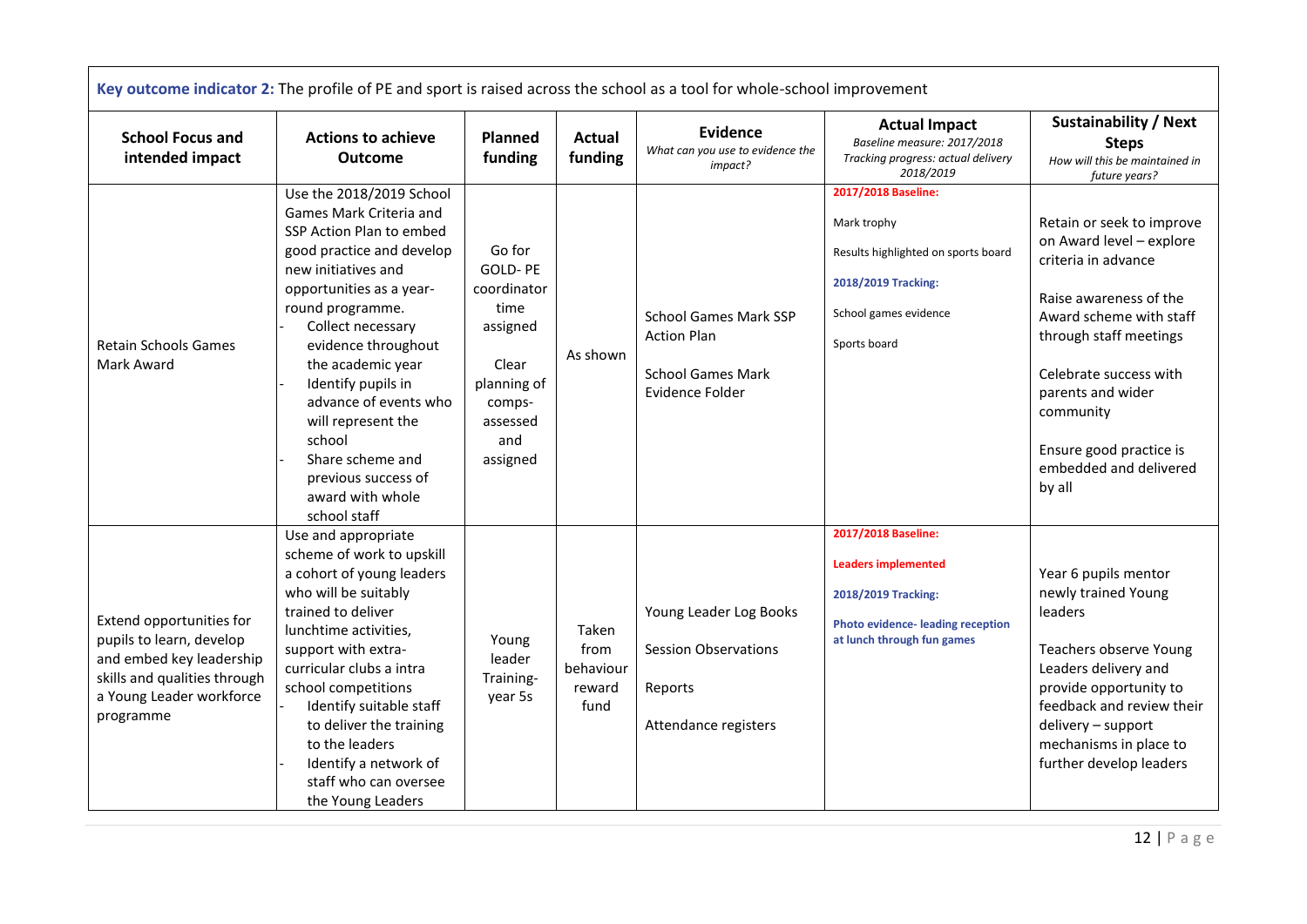**Key outcome indicator 2:** The profile of PE and sport is raised across the school as a tool for whole-school improvement

| School Focus and intended impact | Actions to achieve Outcome | Planned funding | Actual funding | Evidence<br>*What can you use to evidence the impact?* | Actual Impact<br>*Baseline measure: 2017/2018*<br>*Tracking progress: actual delivery 2018/2019* | Sustainability / Next Steps<br>*How will this be maintained in future years?* |
|---|---|---|---|---|---|---|
| Retain Schools Games Mark Award | Use the 2018/2019 School Games Mark Criteria and SSP Action Plan to embed good practice and develop new initiatives and opportunities as a year-round programme.<br>- Collect necessary evidence throughout the academic year<br>- Identify pupils in advance of events who will represent the school<br>- Share scheme and previous success of award with whole school staff | Go for GOLD- PE coordinator time assigned<br><br>Clear planning of comps- assessed and assigned | As shown | School Games Mark SSP Action Plan<br><br>School Games Mark Evidence Folder | **2017/2018 Baseline:**<br><br>Mark trophy<br><br>Results highlighted on sports board<br><br>**2018/2019 Tracking:**<br><br>School games evidence<br><br>Sports board | Retain or seek to improve on Award level – explore criteria in advance<br><br>Raise awareness of the Award scheme with staff through staff meetings<br><br>Celebrate success with parents and wider community<br><br>Ensure good practice is embedded and delivered by all |
| Extend opportunities for pupils to learn, develop and embed key leadership skills and qualities through a Young Leader workforce programme | Use and appropriate scheme of work to upskill a cohort of young leaders who will be suitably trained to deliver lunchtime activities, support with extra-curricular clubs a intra school competitions<br>- Identify suitable staff to deliver the training to the leaders<br>- Identify a network of staff who can oversee the Young Leaders | Young leader Training- year 5s | Taken from behaviour reward fund | Young Leader Log Books<br><br>Session Observations<br><br>Reports<br><br>Attendance registers | **2017/2018 Baseline:**<br><br>**Leaders implemented**<br><br>**2018/2019 Tracking:**<br><br>**Photo evidence- leading reception at lunch through fun games** | Year 6 pupils mentor newly trained Young leaders<br><br>Teachers observe Young Leaders delivery and provide opportunity to feedback and review their delivery – support mechanisms in place to further develop leaders |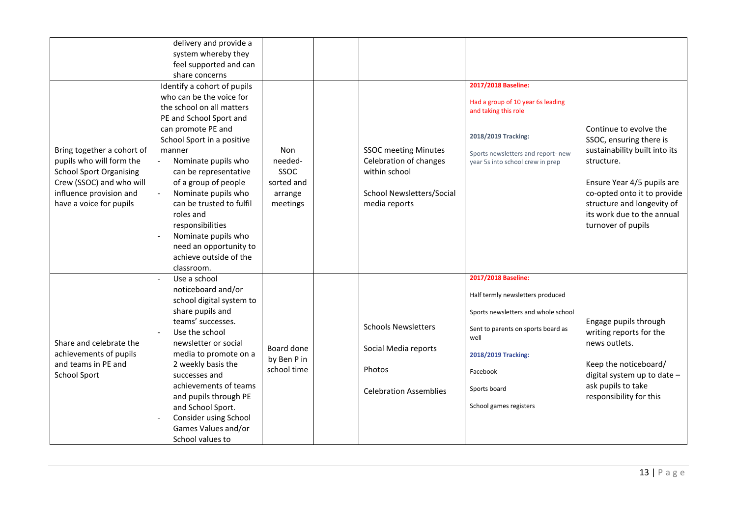| | | | | | | |
|---|---|---|---|---|---|---|
| | delivery and provide a system whereby they feel supported and can share concerns | | | | | |
| Bring together a cohort of pupils who will form the School Sport Organising Crew (SSOC) and who will influence provision and have a voice for pupils | Identify a cohort of pupils who can be the voice for the school on all matters PE and School Sport and can promote PE and School Sport in a positive manner<br>- Nominate pupils who can be representative of a group of people<br>- Nominate pupils who can be trusted to fulfil roles and responsibilities<br>- Nominate pupils who need an opportunity to achieve outside of the classroom. | Non needed- SSOC sorted and arrange meetings | | SSOC meeting Minutes<br>Celebration of changes within school<br><br>School Newsletters/Social media reports | **2017/2018 Baseline:**<br><br>Had a group of 10 year 6s leading and taking this role<br><br>**2018/2019 Tracking:**<br><br>Sports newsletters and report- new year 5s into school crew in prep | Continue to evolve the SSOC, ensuring there is sustainability built into its structure.<br><br>Ensure Year 4/5 pupils are co-opted onto it to provide structure and longevity of its work due to the annual turnover of pupils |
| Share and celebrate the achievements of pupils and teams in PE and School Sport | - Use a school noticeboard and/or school digital system to share pupils and teams' successes.<br>- Use the school newsletter or social media to promote on a 2 weekly basis the successes and achievements of teams and pupils through PE and School Sport.<br>- Consider using School Games Values and/or School values to | Board done by Ben P in school time | | Schools Newsletters<br><br>Social Media reports<br><br>Photos<br><br>Celebration Assemblies | **2017/2018 Baseline:**<br><br>Half termly newsletters produced<br><br>Sports newsletters and whole school<br><br>Sent to parents on sports board as well<br><br>**2018/2019 Tracking:**<br><br>Facebook<br><br>Sports board<br><br>School games registers | Engage pupils through writing reports for the news outlets.<br><br>Keep the noticeboard/ digital system up to date – ask pupils to take responsibility for this |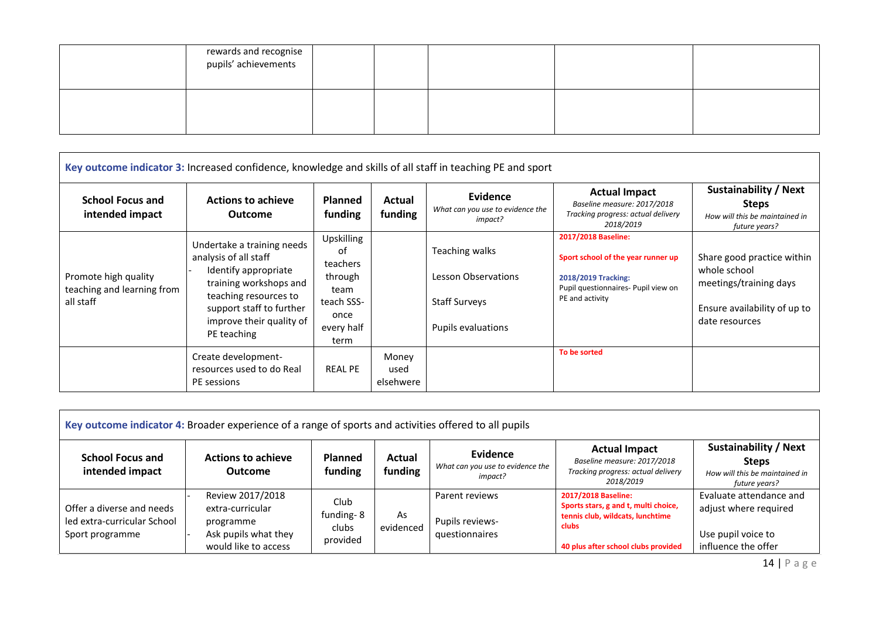| | | | | | | |
|---|---|---|---|---|---|---|
| | rewards and recognise pupils' achievements | | | | | |
| | | | | | | |

| **Key outcome indicator 3:** Increased confidence, knowledge and skills of all staff in teaching PE and sport | | | | | | |
|---|---|---|---|---|---|---|
| **School Focus and intended impact** | **Actions to achieve Outcome** | **Planned funding** | **Actual funding** | **Evidence** *What can you use to evidence the impact?* | **Actual Impact** *Baseline measure: 2017/2018 Tracking progress: actual delivery 2018/2019* | **Sustainability / Next Steps** *How will this be maintained in future years?* |
| Promote high quality teaching and learning from all staff | Undertake a training needs analysis of all staff<br>- Identify appropriate training workshops and teaching resources to support staff to further improve their quality of PE teaching | Upskilling of teachers through team teach SSS- once every half term | | Teaching walks<br><br>Lesson Observations<br><br>Staff Surveys<br><br>Pupils evaluations | **2017/2018 Baseline:**<br><br>**Sport school of the year runner up**<br><br>**2018/2019 Tracking:**<br>Pupil questionnaires- Pupil view on PE and activity | Share good practice within whole school meetings/training days<br><br>Ensure availability of up to date resources |
| | Create development- resources used to do Real PE sessions | REAL PE | Money used elsewhere | | **To be sorted** | |

| **Key outcome indicator 4:** Broader experience of a range of sports and activities offered to all pupils | | | | | | |
|---|---|---|---|---|---|---|
| **School Focus and intended impact** | **Actions to achieve Outcome** | **Planned funding** | **Actual funding** | **Evidence** *What can you use to evidence the impact?* | **Actual Impact** *Baseline measure: 2017/2018 Tracking progress: actual delivery 2018/2019* | **Sustainability / Next Steps** *How will this be maintained in future years?* |
| Offer a diverse and needs led extra-curricular School Sport programme | - Review 2017/2018 extra-curricular programme<br>- Ask pupils what they would like to access | Club funding- 8 clubs provided | As evidenced | Parent reviews<br><br>Pupils reviews- questionnaires | **2017/2018 Baseline:**<br>**Sports stars, g and t, multi choice, tennis club, wildcats, lunchtime clubs**<br><br>**40 plus after school clubs provided** | Evaluate attendance and adjust where required<br><br>Use pupil voice to influence the offer |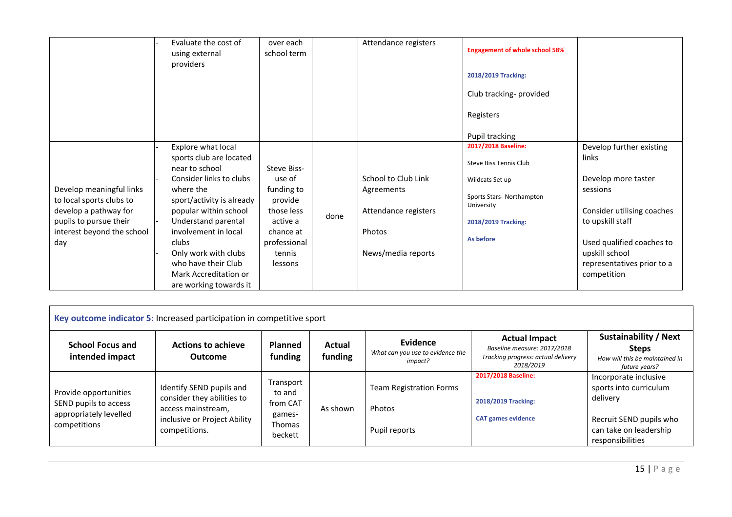| | | | | | | |
|---|---|---|---|---|---|---|
| | - Evaluate the cost of using external providers | over each school term | | Attendance registers | **Engagement of whole school 58%**<br><br>**2018/2019 Tracking:**<br><br>Club tracking- provided<br><br>Registers<br><br>Pupil tracking | |
| Develop meaningful links to local sports clubs to develop a pathway for pupils to pursue their interest beyond the school day | - Explore what local sports club are located near to school<br>- Consider links to clubs where the sport/activity is already popular within school<br>- Understand parental involvement in local clubs<br>- Only work with clubs who have their Club Mark Accreditation or are working towards it | Steve Biss- use of funding to provide those less active a chance at professional tennis lessons | done | School to Club Link Agreements<br><br>Attendance registers<br><br>Photos<br><br>News/media reports | **2017/2018 Baseline:**<br><br>Steve Biss Tennis Club<br><br>Wildcats Set up<br><br>Sports Stars- Northampton University<br><br>**2018/2019 Tracking:**<br><br>**As before** | Develop further existing links<br><br>Develop more taster sessions<br><br>Consider utilising coaches to upskill staff<br><br>Used qualified coaches to upskill school representatives prior to a competition |

**Key outcome indicator 5:** Increased participation in competitive sport

| School Focus and intended impact | Actions to achieve Outcome | Planned funding | Actual funding | Evidence<br>*What can you use to evidence the impact?* | Actual Impact<br>*Baseline measure: 2017/2018*<br>*Tracking progress: actual delivery 2018/2019* | Sustainability / Next Steps<br>*How will this be maintained in future years?* |
|---|---|---|---|---|---|---|
| Provide opportunities SEND pupils to access appropriately levelled competitions | Identify SEND pupils and consider they abilities to access mainstream, inclusive or Project Ability competitions. | Transport to and from CAT games- Thomas beckett | As shown | Team Registration Forms<br><br>Photos<br><br>Pupil reports | **2017/2018 Baseline:**<br><br>**2018/2019 Tracking:**<br><br>**CAT games evidence** | Incorporate inclusive sports into curriculum delivery<br><br>Recruit SEND pupils who can take on leadership responsibilities |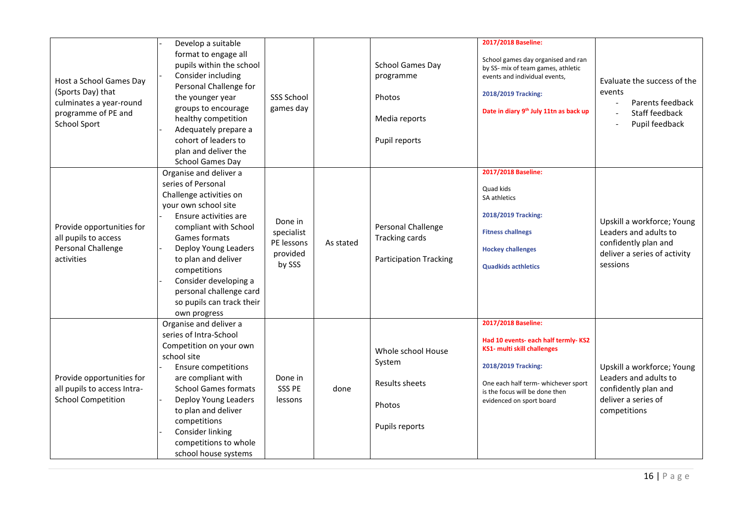| | | | | | | |
|---|---|---|---|---|---|---|
| Host a School Games Day (Sports Day) that culminates a year-round programme of PE and School Sport | - Develop a suitable format to engage all pupils within the school<br>- Consider including Personal Challenge for the younger year groups to encourage healthy competition<br>- Adequately prepare a cohort of leaders to plan and deliver the School Games Day | SSS School games day | | School Games Day programme<br><br>Photos<br><br>Media reports<br><br>Pupil reports | **2017/2018 Baseline:**<br><br>School games day organised and ran by SS- mix of team games, athletic events and individual events,<br><br>**2018/2019 Tracking:**<br><br>**Date in diary 9th July 11tn as back up** | Evaluate the success of the events<br>- Parents feedback<br>- Staff feedback<br>- Pupil feedback |
| Provide opportunities for all pupils to access Personal Challenge activities | Organise and deliver a series of Personal Challenge activities on your own school site<br>- Ensure activities are compliant with School Games formats<br>- Deploy Young Leaders to plan and deliver competitions<br>- Consider developing a personal challenge card so pupils can track their own progress | Done in specialist PE lessons provided by SSS | As stated | Personal Challenge Tracking cards<br><br>Participation Tracking | **2017/2018 Baseline:**<br><br>Quad kids<br>SA athletics<br><br>**2018/2019 Tracking:**<br><br>**Fitness challnegs**<br><br>**Hockey challenges**<br><br>**Quadkids acthletics** | Upskill a workforce; Young Leaders and adults to confidently plan and deliver a series of activity sessions |
| Provide opportunities for all pupils to access Intra-School Competition | Organise and deliver a series of Intra-School Competition on your own school site<br>- Ensure competitions are compliant with School Games formats<br>- Deploy Young Leaders to plan and deliver competitions<br>- Consider linking competitions to whole school house systems | Done in SSS PE lessons | done | Whole school House System<br><br>Results sheets<br><br>Photos<br><br>Pupils reports | **2017/2018 Baseline:**<br><br>**Had 10 events- each half termly- KS2 KS1- multi skill challenges**<br><br>**2018/2019 Tracking:**<br><br>One each half term- whichever sport is the focus will be done then evidenced on sport board | Upskill a workforce; Young Leaders and adults to confidently plan and deliver a series of competitions |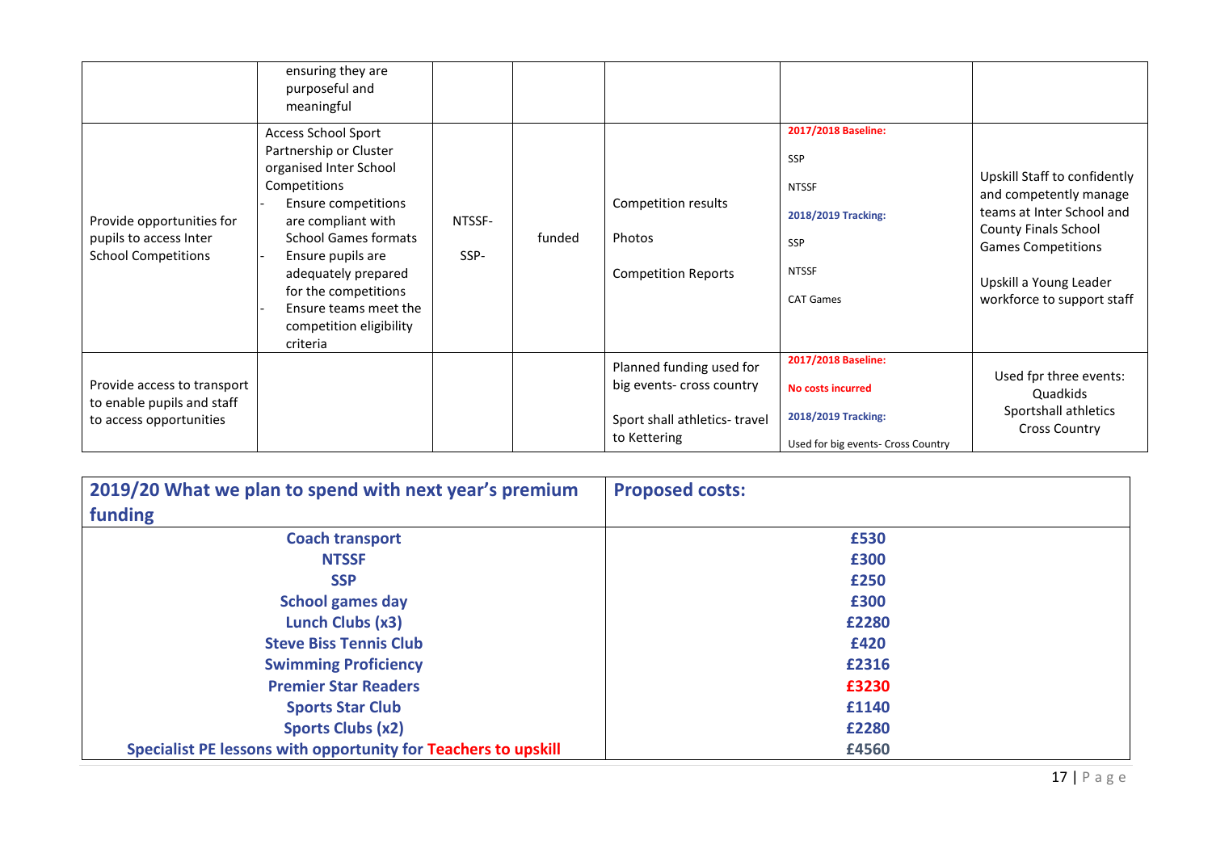|  |  |  |  |  |  |  |
|---|---|---|---|---|---|---|
|  | ensuring they are purposeful and meaningful |  |  |  |  |  |
| Provide opportunities for pupils to access Inter School Competitions | Access School Sport Partnership or Cluster organised Inter School Competitions<br>- Ensure competitions are compliant with School Games formats<br>- Ensure pupils are adequately prepared for the competitions<br>- Ensure teams meet the competition eligibility criteria | NTSSF-<br><br>SSP- | funded | Competition results<br><br>Photos<br><br>Competition Reports | **2017/2018 Baseline:**<br><br>SSP<br><br>NTSSF<br><br>**2018/2019 Tracking:**<br><br>SSP<br><br>NTSSF<br><br>CAT Games | Upskill Staff to confidently and competently manage teams at Inter School and County Finals School Games Competitions<br><br>Upskill a Young Leader workforce to support staff |
| Provide access to transport to enable pupils and staff to access opportunities |  |  |  | Planned funding used for big events- cross country<br><br>Sport shall athletics- travel to Kettering | **2017/2018 Baseline:**<br><br>**No costs incurred**<br><br>**2018/2019 Tracking:**<br><br>Used for big events- Cross Country | Used fpr three events:<br>Quadkids<br>Sportshall athletics<br>Cross Country |

| 2019/20 What we plan to spend with next year's premium funding | Proposed costs: |
|---|---|
| **Coach transport** | **£530** |
| **NTSSF** | **£300** |
| **SSP** | **£250** |
| **School games day** | **£300** |
| **Lunch Clubs (x3)** | **£2280** |
| **Steve Biss Tennis Club** | **£420** |
| **Swimming Proficiency** | **£2316** |
| **Premier Star Readers** | **£3230** |
| **Sports Star Club** | **£1140** |
| **Sports Clubs (x2)** | **£2280** |
| **Specialist PE lessons with opportunity for Teachers to upskill** | **£4560** |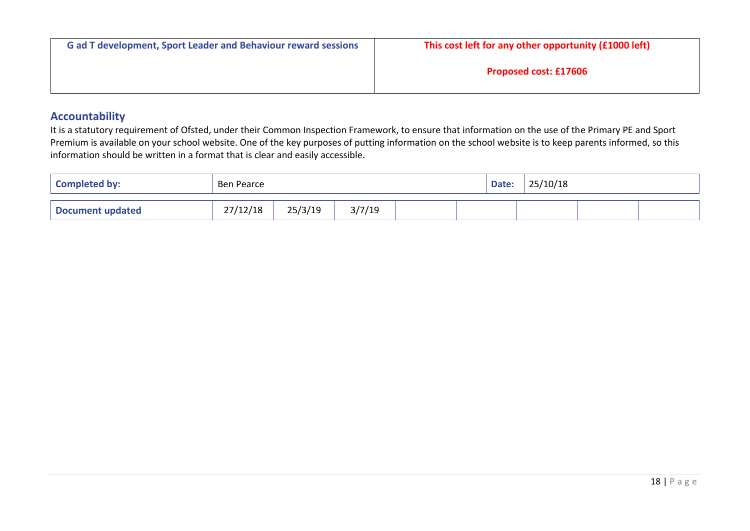| G ad T development, Sport Leader and Behaviour reward sessions | This cost left for any other opportunity (£1000 left)<br><br>Proposed cost: £17606 |
|---|---|

## Accountability

It is a statutory requirement of Ofsted, under their Common Inspection Framework, to ensure that information on the use of the Primary PE and Sport Premium is available on your school website. One of the key purposes of putting information on the school website is to keep parents informed, so this information should be written in a format that is clear and easily accessible.

| Completed by: | Ben Pearce | Date: | 25/10/18 |
|---|---|---|---|

| Document updated | 27/12/18 | 25/3/19 | 3/7/19 | | | | | |
|---|---|---|---|---|---|---|---|---|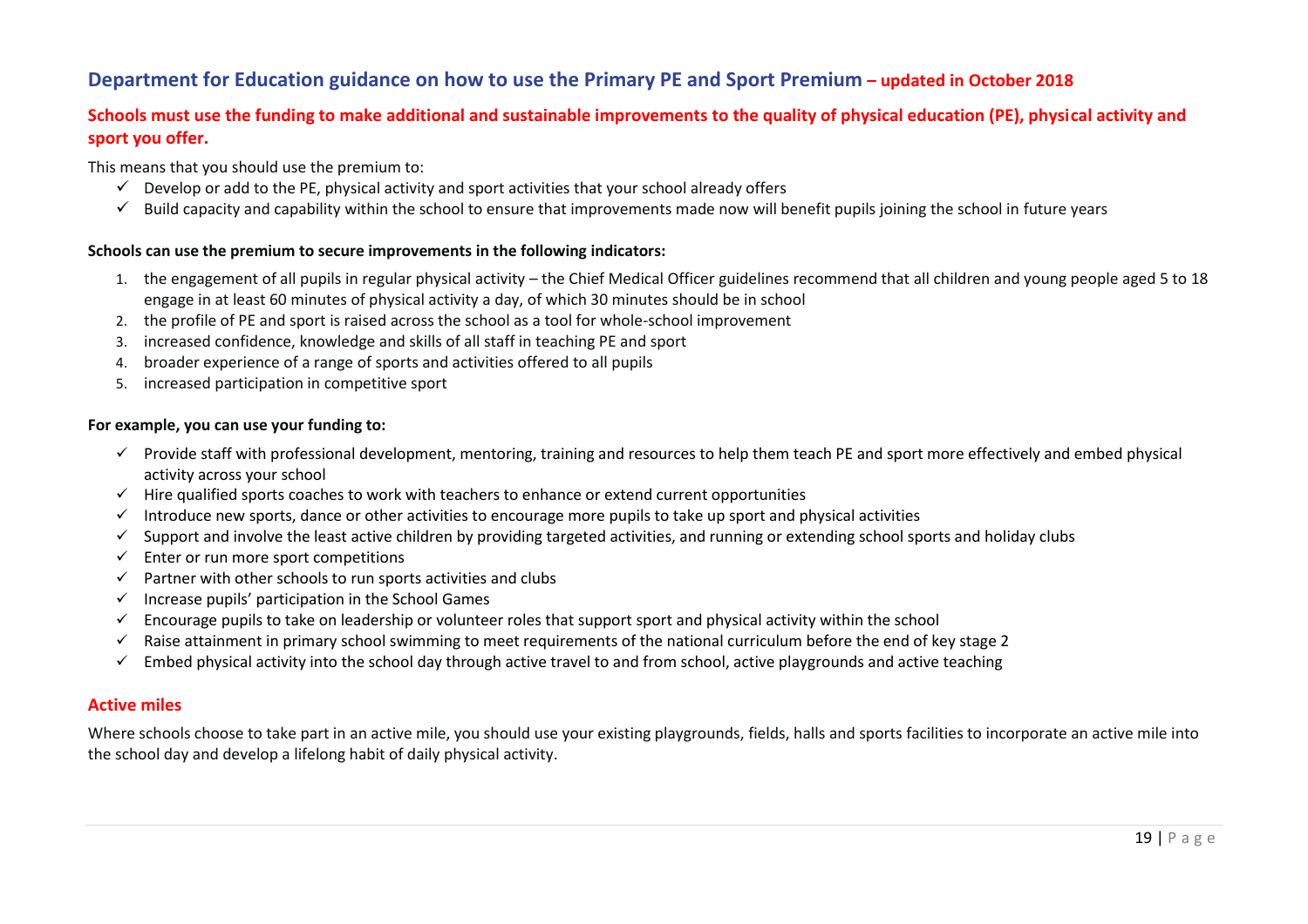## Department for Education guidance on how to use the Primary PE and Sport Premium – updated in October 2018

**Schools must use the funding to make additional and sustainable improvements to the quality of physical education (PE), physical activity and sport you offer.**

This means that you should use the premium to:

- ✓ Develop or add to the PE, physical activity and sport activities that your school already offers
- ✓ Build capacity and capability within the school to ensure that improvements made now will benefit pupils joining the school in future years

**Schools can use the premium to secure improvements in the following indicators:**

1. the engagement of all pupils in regular physical activity – the Chief Medical Officer guidelines recommend that all children and young people aged 5 to 18 engage in at least 60 minutes of physical activity a day, of which 30 minutes should be in school
2. the profile of PE and sport is raised across the school as a tool for whole-school improvement
3. increased confidence, knowledge and skills of all staff in teaching PE and sport
4. broader experience of a range of sports and activities offered to all pupils
5. increased participation in competitive sport

**For example, you can use your funding to:**

- ✓ Provide staff with professional development, mentoring, training and resources to help them teach PE and sport more effectively and embed physical activity across your school
- ✓ Hire qualified sports coaches to work with teachers to enhance or extend current opportunities
- ✓ Introduce new sports, dance or other activities to encourage more pupils to take up sport and physical activities
- ✓ Support and involve the least active children by providing targeted activities, and running or extending school sports and holiday clubs
- ✓ Enter or run more sport competitions
- ✓ Partner with other schools to run sports activities and clubs
- ✓ Increase pupils' participation in the School Games
- ✓ Encourage pupils to take on leadership or volunteer roles that support sport and physical activity within the school
- ✓ Raise attainment in primary school swimming to meet requirements of the national curriculum before the end of key stage 2
- ✓ Embed physical activity into the school day through active travel to and from school, active playgrounds and active teaching

### Active miles

Where schools choose to take part in an active mile, you should use your existing playgrounds, fields, halls and sports facilities to incorporate an active mile into the school day and develop a lifelong habit of daily physical activity.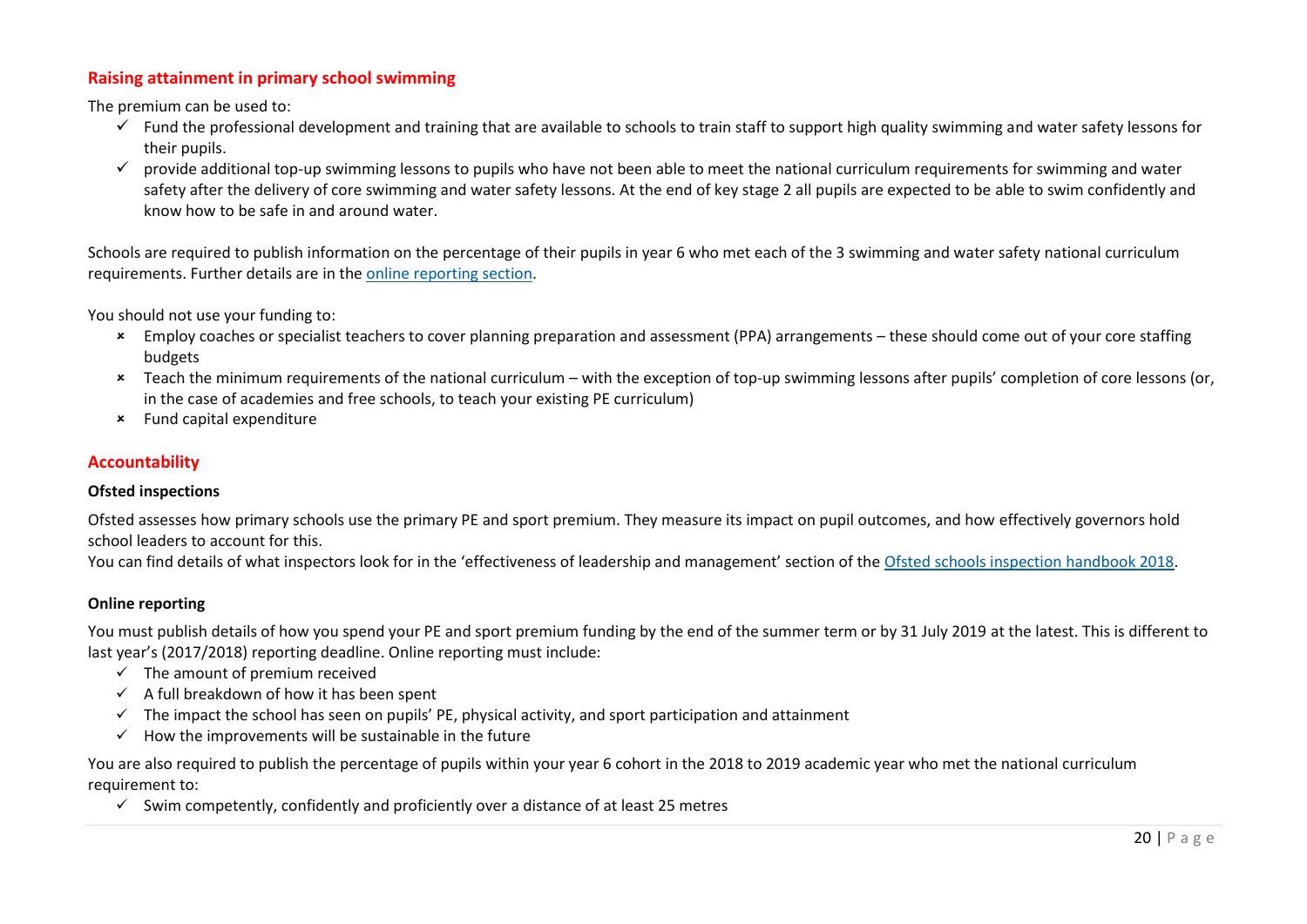## Raising attainment in primary school swimming

The premium can be used to:

- ✓ Fund the professional development and training that are available to schools to train staff to support high quality swimming and water safety lessons for their pupils.
- ✓ provide additional top-up swimming lessons to pupils who have not been able to meet the national curriculum requirements for swimming and water safety after the delivery of core swimming and water safety lessons. At the end of key stage 2 all pupils are expected to be able to swim confidently and know how to be safe in and around water.

Schools are required to publish information on the percentage of their pupils in year 6 who met each of the 3 swimming and water safety national curriculum requirements. Further details are in the online reporting section.

You should not use your funding to:

- × Employ coaches or specialist teachers to cover planning preparation and assessment (PPA) arrangements – these should come out of your core staffing budgets
- × Teach the minimum requirements of the national curriculum – with the exception of top-up swimming lessons after pupils' completion of core lessons (or, in the case of academies and free schools, to teach your existing PE curriculum)
- × Fund capital expenditure

## Accountability

### Ofsted inspections

Ofsted assesses how primary schools use the primary PE and sport premium. They measure its impact on pupil outcomes, and how effectively governors hold school leaders to account for this.

You can find details of what inspectors look for in the 'effectiveness of leadership and management' section of the Ofsted schools inspection handbook 2018.

### Online reporting

You must publish details of how you spend your PE and sport premium funding by the end of the summer term or by 31 July 2019 at the latest. This is different to last year's (2017/2018) reporting deadline. Online reporting must include:

- ✓ The amount of premium received
- ✓ A full breakdown of how it has been spent
- ✓ The impact the school has seen on pupils' PE, physical activity, and sport participation and attainment
- ✓ How the improvements will be sustainable in the future

You are also required to publish the percentage of pupils within your year 6 cohort in the 2018 to 2019 academic year who met the national curriculum requirement to:

- ✓ Swim competently, confidently and proficiently over a distance of at least 25 metres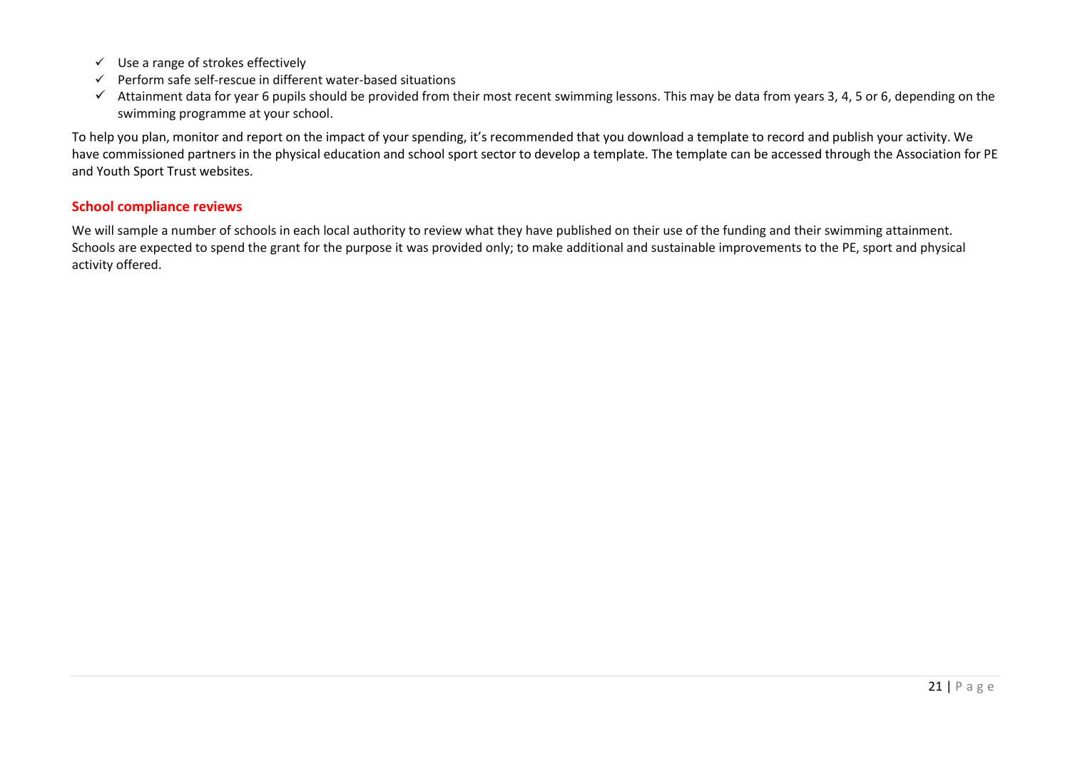- ✓ Use a range of strokes effectively
- ✓ Perform safe self-rescue in different water-based situations
- ✓ Attainment data for year 6 pupils should be provided from their most recent swimming lessons. This may be data from years 3, 4, 5 or 6, depending on the swimming programme at your school.

To help you plan, monitor and report on the impact of your spending, it's recommended that you download a template to record and publish your activity. We have commissioned partners in the physical education and school sport sector to develop a template. The template can be accessed through the Association for PE and Youth Sport Trust websites.

## School compliance reviews

We will sample a number of schools in each local authority to review what they have published on their use of the funding and their swimming attainment. Schools are expected to spend the grant for the purpose it was provided only; to make additional and sustainable improvements to the PE, sport and physical activity offered.